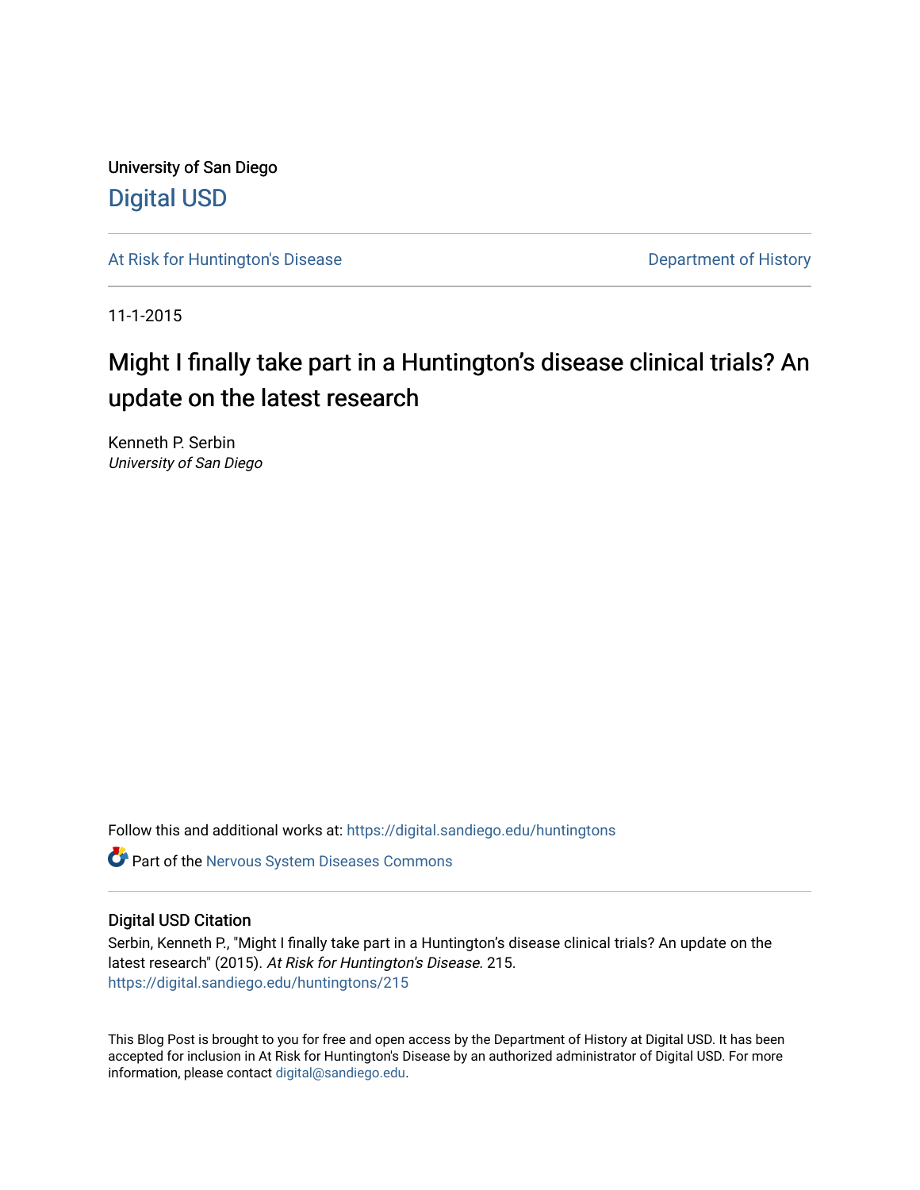University of San Diego

# Digital USD

At Risk for Huntington's Disease

Department of History

11-1-2015

# Might I finally take part in a Huntington's disease clinical trials? An update on the latest research

Kenneth P. Serbin
*University of San Diego*

Follow this and additional works at: https://digital.sandiego.edu/huntingtons

Part of the Nervous System Diseases Commons

## Digital USD Citation

Serbin, Kenneth P., "Might I finally take part in a Huntington's disease clinical trials? An update on the latest research" (2015). *At Risk for Huntington's Disease*. 215.
https://digital.sandiego.edu/huntingtons/215

This Blog Post is brought to you for free and open access by the Department of History at Digital USD. It has been accepted for inclusion in At Risk for Huntington's Disease by an authorized administrator of Digital USD. For more information, please contact digital@sandiego.edu.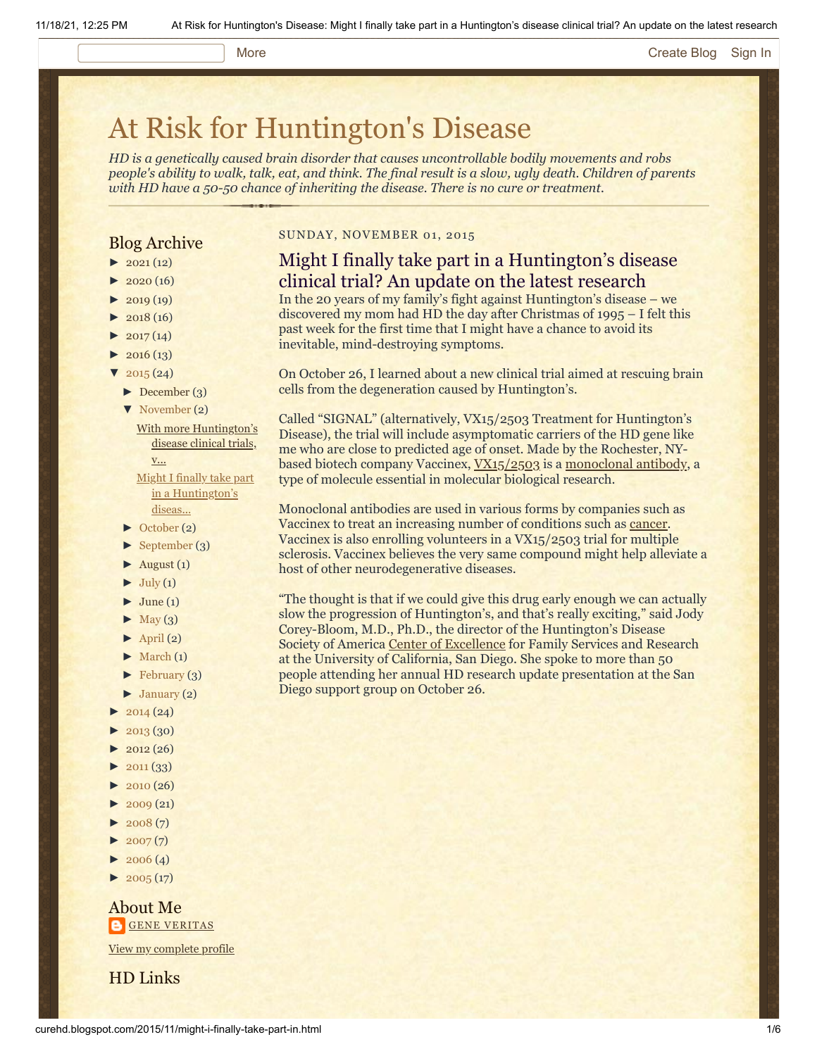# At Risk for Huntington's Disease

*HD is a genetically caused brain disorder that causes uncontrollable bodily movements and robs people's ability to walk, talk, eat, and think. The final result is a slow, ugly death. Children of parents with HD have a 50-50 chance of inheriting the disease. There is no cure or treatment.*

## Blog Archive

- ► 2021 (12)
- ► 2020 (16)
- ► 2019 (19)
- ► 2018 (16)
- ► 2017 (14)
- ► 2016 (13)
- ▼ 2015 (24)
  - ► December (3)
  - ▼ November (2)
    - With more Huntington's disease clinical trials, v...
    - Might I finally take part in a Huntington's diseas...
  - ► October (2)
  - ► September (3)
  - ► August (1)
  - ► July (1)
  - ► June (1)
  - ► May (3)
  - ► April (2)
  - ► March (1)
  - ► February (3)
  - ► January (2)
- ► 2014 (24)
- ► 2013 (30)
- ► 2012 (26)
- ► 2011 (33)
- ► 2010 (26)
- ► 2009 (21)
- ► 2008 (7)
- ► 2007 (7)
- ► 2006 (4)
- ► 2005 (17)

## About Me

GENE VERITAS

View my complete profile

## HD Links

SUNDAY, NOVEMBER 01, 2015

## Might I finally take part in a Huntington's disease clinical trial? An update on the latest research

In the 20 years of my family's fight against Huntington's disease – we discovered my mom had HD the day after Christmas of 1995 – I felt this past week for the first time that I might have a chance to avoid its inevitable, mind-destroying symptoms.

On October 26, I learned about a new clinical trial aimed at rescuing brain cells from the degeneration caused by Huntington's.

Called "SIGNAL" (alternatively, VX15/2503 Treatment for Huntington's Disease), the trial will include asymptomatic carriers of the HD gene like me who are close to predicted age of onset. Made by the Rochester, NY-based biotech company Vaccinex, VX15/2503 is a monoclonal antibody, a type of molecule essential in molecular biological research.

Monoclonal antibodies are used in various forms by companies such as Vaccinex to treat an increasing number of conditions such as cancer. Vaccinex is also enrolling volunteers in a VX15/2503 trial for multiple sclerosis. Vaccinex believes the very same compound might help alleviate a host of other neurodegenerative diseases.

"The thought is that if we could give this drug early enough we can actually slow the progression of Huntington's, and that's really exciting," said Jody Corey-Bloom, M.D., Ph.D., the director of the Huntington's Disease Society of America Center of Excellence for Family Services and Research at the University of California, San Diego. She spoke to more than 50 people attending her annual HD research update presentation at the San Diego support group on October 26.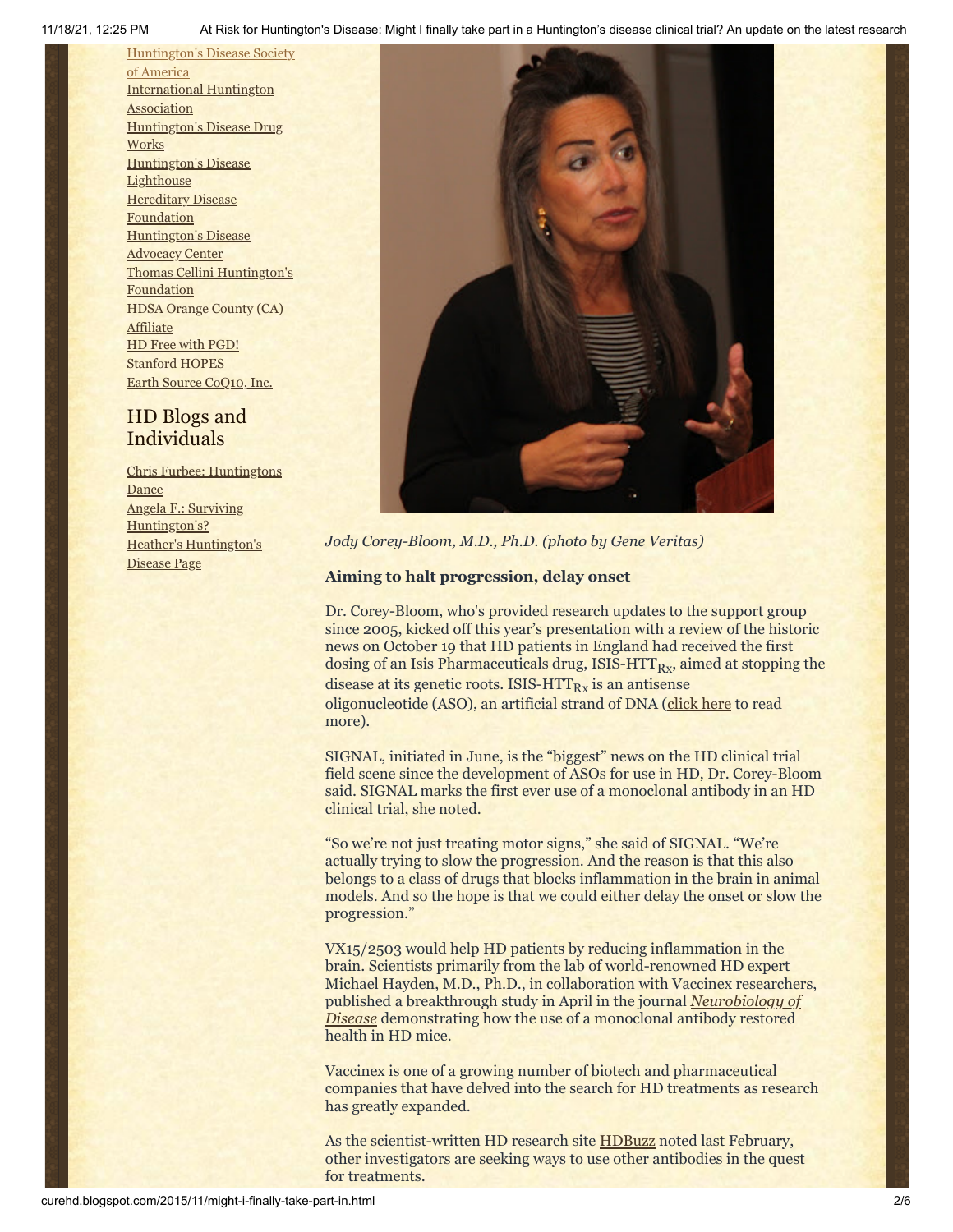Huntington's Disease Society of America
International Huntington Association
Huntington's Disease Drug Works
Huntington's Disease Lighthouse
Hereditary Disease Foundation
Huntington's Disease Advocacy Center
Thomas Cellini Huntington's Foundation
HDSA Orange County (CA) Affiliate
HD Free with PGD!
Stanford HOPES
Earth Source CoQ10, Inc.

## HD Blogs and Individuals

Chris Furbee: Huntingtons Dance
Angela F.: Surviving Huntington's?
Heather's Huntington's Disease Page

*Jody Corey-Bloom, M.D., Ph.D. (photo by Gene Veritas)*

**Aiming to halt progression, delay onset**

Dr. Corey-Bloom, who's provided research updates to the support group since 2005, kicked off this year's presentation with a review of the historic news on October 19 that HD patients in England had received the first dosing of an Isis Pharmaceuticals drug, ISIS-$HTT_{Rx}$, aimed at stopping the disease at its genetic roots. ISIS-$HTT_{Rx}$ is an antisense oligonucleotide (ASO), an artificial strand of DNA (click here to read more).

SIGNAL, initiated in June, is the "biggest" news on the HD clinical trial field scene since the development of ASOs for use in HD, Dr. Corey-Bloom said. SIGNAL marks the first ever use of a monoclonal antibody in an HD clinical trial, she noted.

"So we're not just treating motor signs," she said of SIGNAL. "We're actually trying to slow the progression. And the reason is that this also belongs to a class of drugs that blocks inflammation in the brain in animal models. And so the hope is that we could either delay the onset or slow the progression."

VX15/2503 would help HD patients by reducing inflammation in the brain. Scientists primarily from the lab of world-renowned HD expert Michael Hayden, M.D., Ph.D., in collaboration with Vaccinex researchers, published a breakthrough study in April in the journal *Neurobiology of Disease* demonstrating how the use of a monoclonal antibody restored health in HD mice.

Vaccinex is one of a growing number of biotech and pharmaceutical companies that have delved into the search for HD treatments as research has greatly expanded.

As the scientist-written HD research site HDBuzz noted last February, other investigators are seeking ways to use other antibodies in the quest for treatments.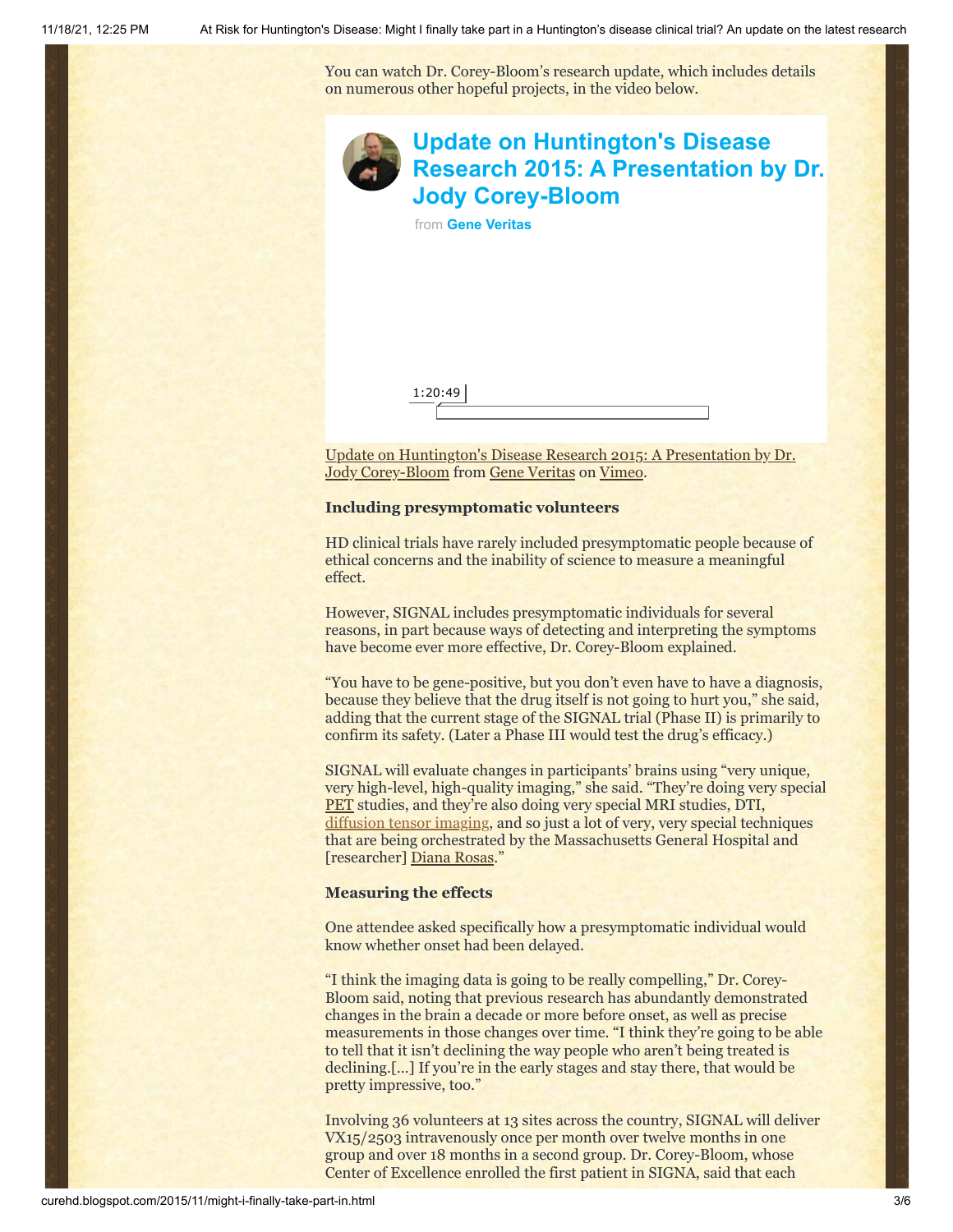You can watch Dr. Corey-Bloom's research update, which includes details on numerous other hopeful projects, in the video below.

**Update on Huntington's Disease Research 2015: A Presentation by Dr. Jody Corey-Bloom**

from **Gene Veritas**

1:20:49

Update on Huntington's Disease Research 2015: A Presentation by Dr. Jody Corey-Bloom from Gene Veritas on Vimeo.

**Including presymptomatic volunteers**

HD clinical trials have rarely included presymptomatic people because of ethical concerns and the inability of science to measure a meaningful effect.

However, SIGNAL includes presymptomatic individuals for several reasons, in part because ways of detecting and interpreting the symptoms have become ever more effective, Dr. Corey-Bloom explained.

"You have to be gene-positive, but you don't even have to have a diagnosis, because they believe that the drug itself is not going to hurt you," she said, adding that the current stage of the SIGNAL trial (Phase II) is primarily to confirm its safety. (Later a Phase III would test the drug's efficacy.)

SIGNAL will evaluate changes in participants' brains using "very unique, very high-level, high-quality imaging," she said. "They're doing very special PET studies, and they're also doing very special MRI studies, DTI, diffusion tensor imaging, and so just a lot of very, very special techniques that are being orchestrated by the Massachusetts General Hospital and [researcher] Diana Rosas."

**Measuring the effects**

One attendee asked specifically how a presymptomatic individual would know whether onset had been delayed.

"I think the imaging data is going to be really compelling," Dr. Corey-Bloom said, noting that previous research has abundantly demonstrated changes in the brain a decade or more before onset, as well as precise measurements in those changes over time. "I think they're going to be able to tell that it isn't declining the way people who aren't being treated is declining.[…] If you're in the early stages and stay there, that would be pretty impressive, too."

Involving 36 volunteers at 13 sites across the country, SIGNAL will deliver VX15/2503 intravenously once per month over twelve months in one group and over 18 months in a second group. Dr. Corey-Bloom, whose Center of Excellence enrolled the first patient in SIGNA, said that each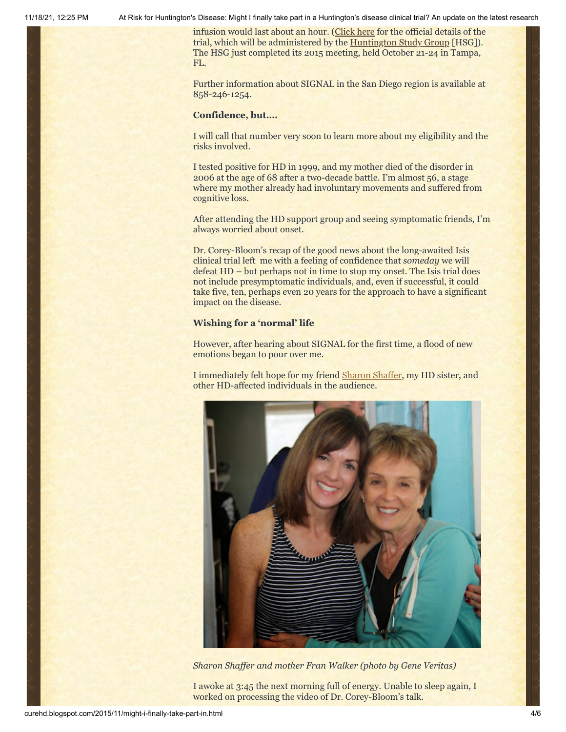infusion would last about an hour. ([Click here] for the official details of the trial, which will be administered by the [Huntington Study Group] [HSG]). The HSG just completed its 2015 meeting, held October 21-24 in Tampa, FL.

Further information about SIGNAL in the San Diego region is available at 858-246-1254.

**Confidence, but….**

I will call that number very soon to learn more about my eligibility and the risks involved.

I tested positive for HD in 1999, and my mother died of the disorder in 2006 at the age of 68 after a two-decade battle. I'm almost 56, a stage where my mother already had involuntary movements and suffered from cognitive loss.

After attending the HD support group and seeing symptomatic friends, I'm always worried about onset.

Dr. Corey-Bloom's recap of the good news about the long-awaited Isis clinical trial left me with a feeling of confidence that *someday* we will defeat HD – but perhaps not in time to stop my onset. The Isis trial does not include presymptomatic individuals, and, even if successful, it could take five, ten, perhaps even 20 years for the approach to have a significant impact on the disease.

**Wishing for a 'normal' life**

However, after hearing about SIGNAL for the first time, a flood of new emotions began to pour over me.

I immediately felt hope for my friend Sharon Shaffer, my HD sister, and other HD-affected individuals in the audience.

*Sharon Shaffer and mother Fran Walker (photo by Gene Veritas)*

I awoke at 3:45 the next morning full of energy. Unable to sleep again, I worked on processing the video of Dr. Corey-Bloom's talk.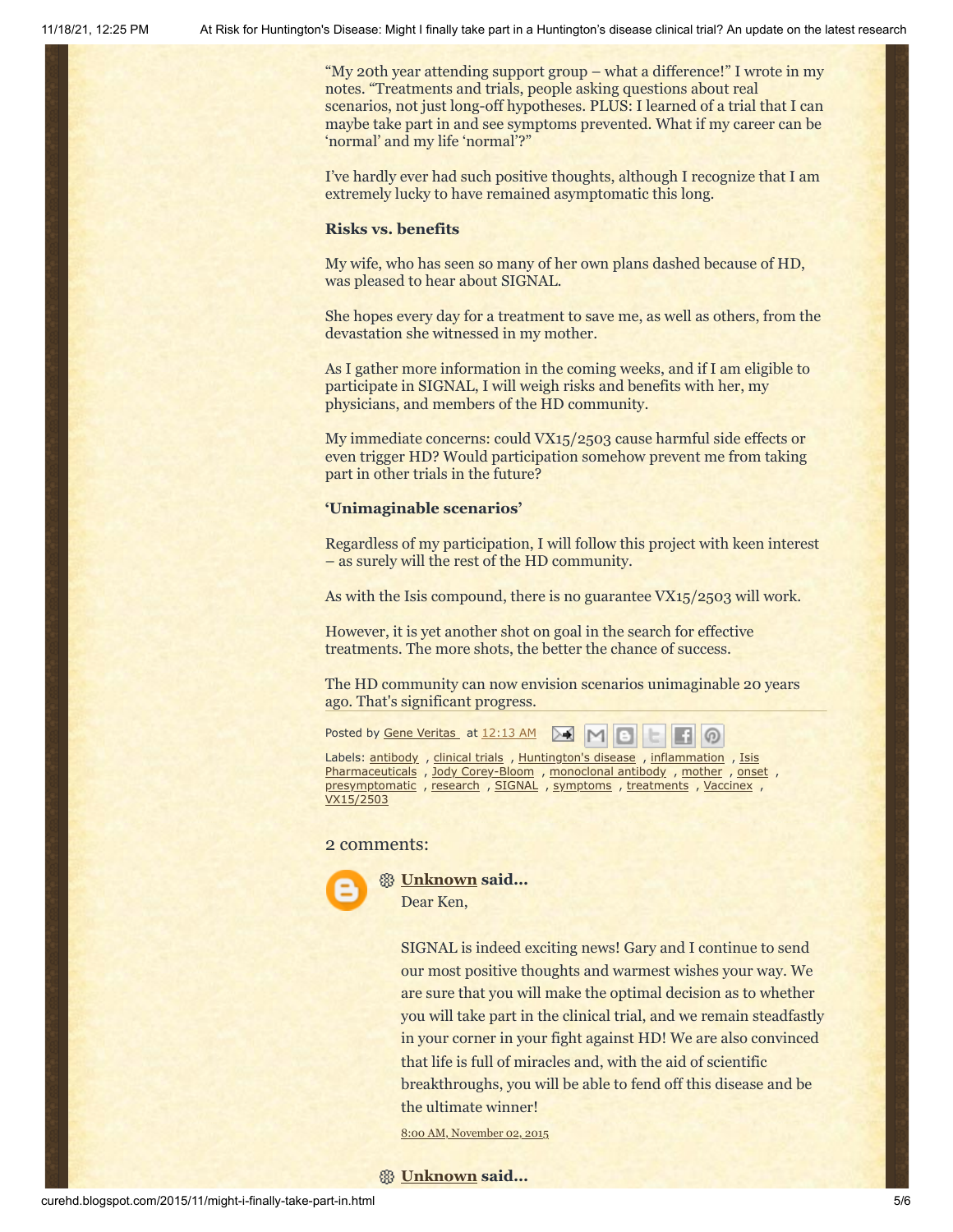"My 20th year attending support group – what a difference!" I wrote in my notes. "Treatments and trials, people asking questions about real scenarios, not just long-off hypotheses. PLUS: I learned of a trial that I can maybe take part in and see symptoms prevented. What if my career can be 'normal' and my life 'normal'?"

I've hardly ever had such positive thoughts, although I recognize that I am extremely lucky to have remained asymptomatic this long.

**Risks vs. benefits**

My wife, who has seen so many of her own plans dashed because of HD, was pleased to hear about SIGNAL.

She hopes every day for a treatment to save me, as well as others, from the devastation she witnessed in my mother.

As I gather more information in the coming weeks, and if I am eligible to participate in SIGNAL, I will weigh risks and benefits with her, my physicians, and members of the HD community.

My immediate concerns: could VX15/2503 cause harmful side effects or even trigger HD? Would participation somehow prevent me from taking part in other trials in the future?

**'Unimaginable scenarios'**

Regardless of my participation, I will follow this project with keen interest – as surely will the rest of the HD community.

As with the Isis compound, there is no guarantee VX15/2503 will work.

However, it is yet another shot on goal in the search for effective treatments. The more shots, the better the chance of success.

The HD community can now envision scenarios unimaginable 20 years ago. That's significant progress.

Posted by Gene Veritas at 12:13 AM

Labels: antibody , clinical trials , Huntington's disease , inflammation , Isis Pharmaceuticals , Jody Corey-Bloom , monoclonal antibody , mother , onset , presymptomatic , research , SIGNAL , symptoms , treatments , Vaccinex , VX15/2503

## 2 comments:

**Unknown said...**

Dear Ken,

SIGNAL is indeed exciting news! Gary and I continue to send our most positive thoughts and warmest wishes your way. We are sure that you will make the optimal decision as to whether you will take part in the clinical trial, and we remain steadfastly in your corner in your fight against HD! We are also convinced that life is full of miracles and, with the aid of scientific breakthroughs, you will be able to fend off this disease and be the ultimate winner!

8:00 AM, November 02, 2015

**Unknown said...**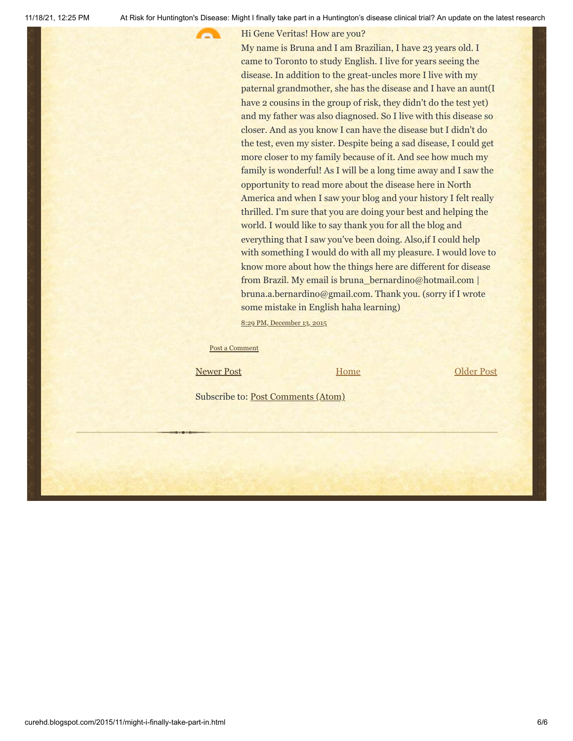Hi Gene Veritas! How are you?

My name is Bruna and I am Brazilian, I have 23 years old. I came to Toronto to study English. I live for years seeing the disease. In addition to the great-uncles more I live with my paternal grandmother, she has the disease and I have an aunt(I have 2 cousins in the group of risk, they didn't do the test yet) and my father was also diagnosed. So I live with this disease so closer. And as you know I can have the disease but I didn't do the test, even my sister. Despite being a sad disease, I could get more closer to my family because of it. And see how much my family is wonderful! As I will be a long time away and I saw the opportunity to read more about the disease here in North America and when I saw your blog and your history I felt really thrilled. I'm sure that you are doing your best and helping the world. I would like to say thank you for all the blog and everything that I saw you've been doing. Also,if I could help with something I would do with all my pleasure. I would love to know more about how the things here are different for disease from Brazil. My email is bruna_bernardino@hotmail.com | bruna.a.bernardino@gmail.com. Thank you. (sorry if I wrote some mistake in English haha learning)

8:29 PM, December 13, 2015

Post a Comment

Newer Post | Home | Older Post

Subscribe to: Post Comments (Atom)